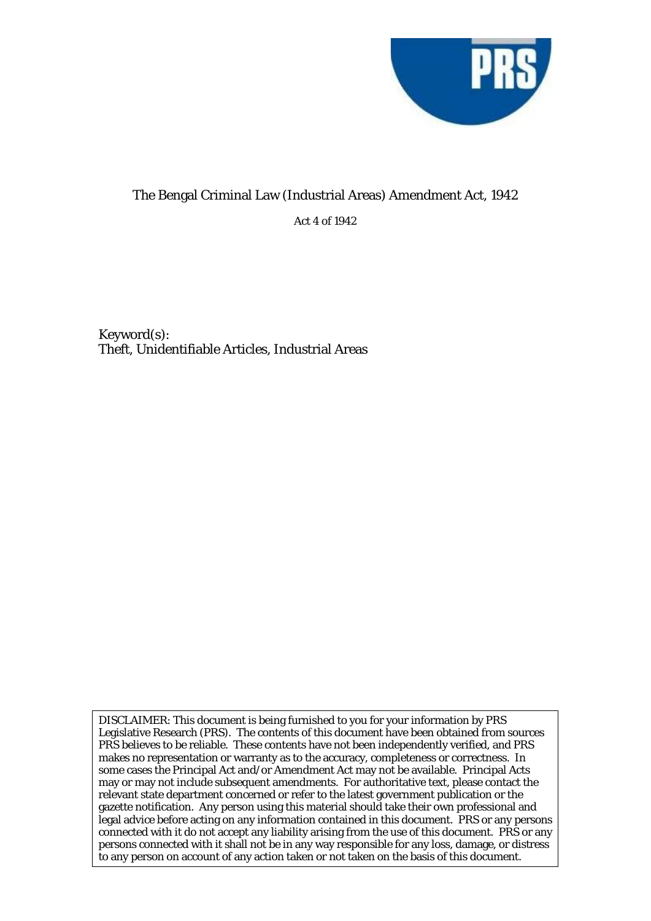# The Bengal Criminal Law (Industrial Areas) Amendment Act, 1942

Act 4 of 1942

Keyword(s):
Theft, Unidentifiable Articles, Industrial Areas

DISCLAIMER: This document is being furnished to you for your information by PRS Legislative Research (PRS). The contents of this document have been obtained from sources PRS believes to be reliable. These contents have not been independently verified, and PRS makes no representation or warranty as to the accuracy, completeness or correctness. In some cases the Principal Act and/or Amendment Act may not be available. Principal Acts may or may not include subsequent amendments. For authoritative text, please contact the relevant state department concerned or refer to the latest government publication or the gazette notification. Any person using this material should take their own professional and legal advice before acting on any information contained in this document. PRS or any persons connected with it do not accept any liability arising from the use of this document. PRS or any persons connected with it shall not be in any way responsible for any loss, damage, or distress to any person on account of any action taken or not taken on the basis of this document.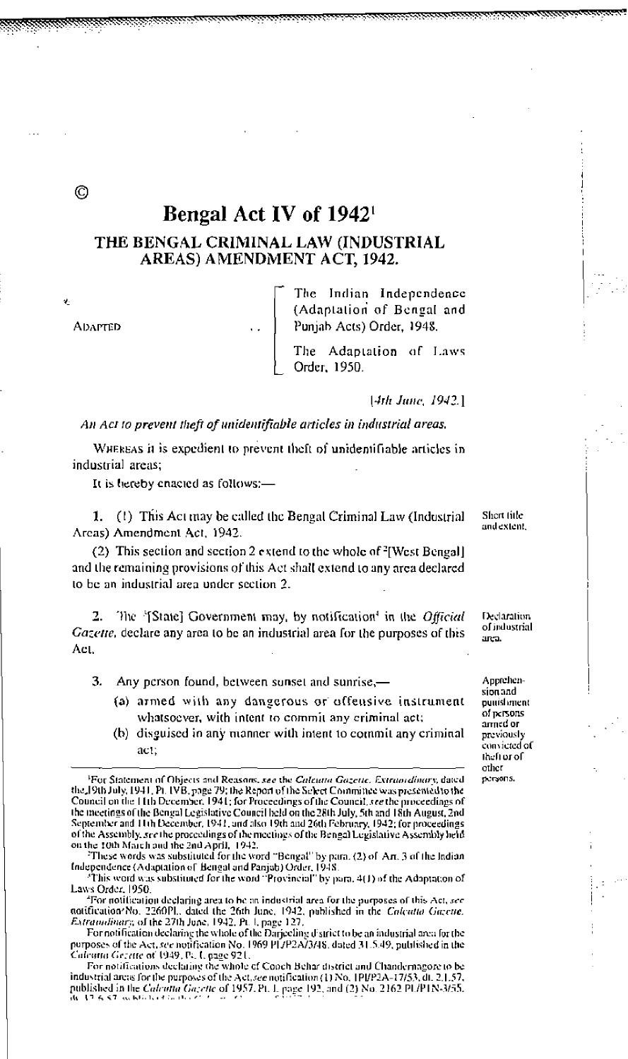©

# Bengal Act IV of 1942[1]

## THE BENGAL CRIMINAL LAW (INDUSTRIAL AREAS) AMENDMENT ACT, 1942.

ADAPTED

- The Indian Independence (Adaptation of Bengal and Punjab Acts) Order, 1948.
- The Adaptation of Laws Order, 1950.

[*4th June, 1942.*]

*An Act to prevent theft of unidentifiable articles in industrial areas.*

WHEREAS it is expedient to prevent theft of unidentifiable articles in industrial areas;

It is hereby enacted as follows:—

**Short title and extent.**

1. (1) This Act may be called the Bengal Criminal Law (Industrial Areas) Amendment Act, 1942.

(2) This section and section 2 extend to the whole of [2][West Bengal] and the remaining provisions of this Act shall extend to any area declared to be an industrial area under section 2.

**Declaration of industrial area.**

2. The [3][State] Government may, by notification[4] in the *Official Gazette*, declare any area to be an industrial area for the purposes of this Act.

**Apprehension and punishment of persons armed or previously convicted of theft or of other persons.**

3. Any person found, between sunset and sunrise,—

(a) armed with any dangerous or offensive instrument whatsoever, with intent to commit any criminal act;

(b) disguised in any manner with intent to commit any criminal act;

---

[1]For Statement of Objects and Reasons, *see* the *Calcutta Gazette, Extraordinary*, dated the 19th July, 1941, Pt. IVB, page 79; the Report of the Select Committee was presented to the Council on the 11th December, 1941; for Proceedings of the Council, *see* the proceedings of the meetings of the Bengal Legislative Council held on the 28th July, 5th and 18th August, 2nd September and 11th December, 1941, and also 19th and 26th February, 1942; for proceedings of the Assembly, *see* the proceedings of the meetings of the Bengal Legislative Assembly held on the 10th March and the 2nd April, 1942.

[2]These words was substituted for the word "Bengal" by para. (2) of Art. 3 of the Indian Independence (Adaptation of Bengal and Panjab) Order, 1948.

[3]This word was substituted for the word "Provincial" by para. 4(1) of the Adaptation of Laws Order, 1950.

[4]For notification declaring area to be an industrial area for the purposes of this Act, *see* notification No. 2260Pl., dated the 26th June, 1942, published in the *Calcutta Gazette, Extraordinary*, of the 27th June, 1942, Pt. I, page 127.

For notification declaring the whole of the Darjeeling district to be an industrial area for the purposes of the Act, *see* notification No. 1969 PI/P2A/3/48, dated 31.5.49, published in the *Calcutta Gazette* of 1949, Pt. I, page 921.

For notifications declaring the whole of Cooch Behar district and Chandernagore to be industrial areas for the purposes of the Act, *see* notification (1) No. 1PI/P2A-17/53, dt. 2.1.57, published in the *Calcutta Gazette* of 1957, Pt. I, page 192, and (2) No. 2162 PI/P1N-3/55, dt. 17.6.57, published in the ...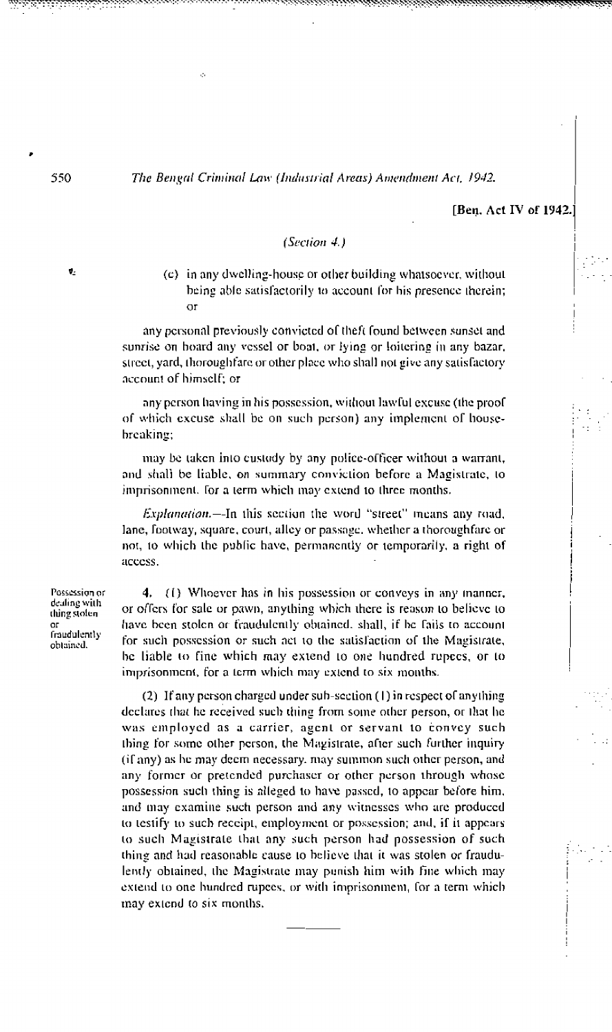(Section 4.)

(c) in any dwelling-house or other building whatsoever, without being able satisfactorily to account for his presence therein; or

any personal previously convicted of theft found between sunset and sunrise on board any vessel or boat, or lying or loitering in any bazar, street, yard, thoroughfare or other place who shall not give any satisfactory account of himself; or

any person having in his possession, without lawful excuse (the proof of which excuse shall be on such person) any implement of house-breaking;

may be taken into custody by any police-officer without a warrant, and shall be liable, on summary conviction before a Magistrate, to imprisonment, for a term which may extend to three months.

*Explanation.*—In this section the word "street" means any road, lane, footway, square, court, alley or passage, whether a thoroughfare or not, to which the public have, permanently or temporarily, a right of access.

Possession or dealing with thing stolen or fraudulently obtained.

**4.** (1) Whoever has in his possession or conveys in any manner, or offers for sale or pawn, anything which there is reason to believe to have been stolen or fraudulently obtained, shall, if he fails to account for such possession or such act to the satisfaction of the Magistrate, be liable to fine which may extend to one hundred rupees, or to imprisonment, for a term which may extend to six months.

(2) If any person charged under sub-section (1) in respect of anything declares that he received such thing from some other person, or that he was employed as a carrier, agent or servant to convey such thing for some other person, the Magistrate, after such further inquiry (if any) as he may deem necessary, may summon such other person, and any former or pretended purchaser or other person through whose possession such thing is alleged to have passed, to appear before him, and may examine such person and any witnesses who are produced to testify to such receipt, employment or possession; and, if it appears to such Magistrate that any such person had possession of such thing and had reasonable cause to believe that it was stolen or fraudulently obtained, the Magistrate may punish him with fine which may extend to one hundred rupees, or with imprisonment, for a term which may extend to six months.